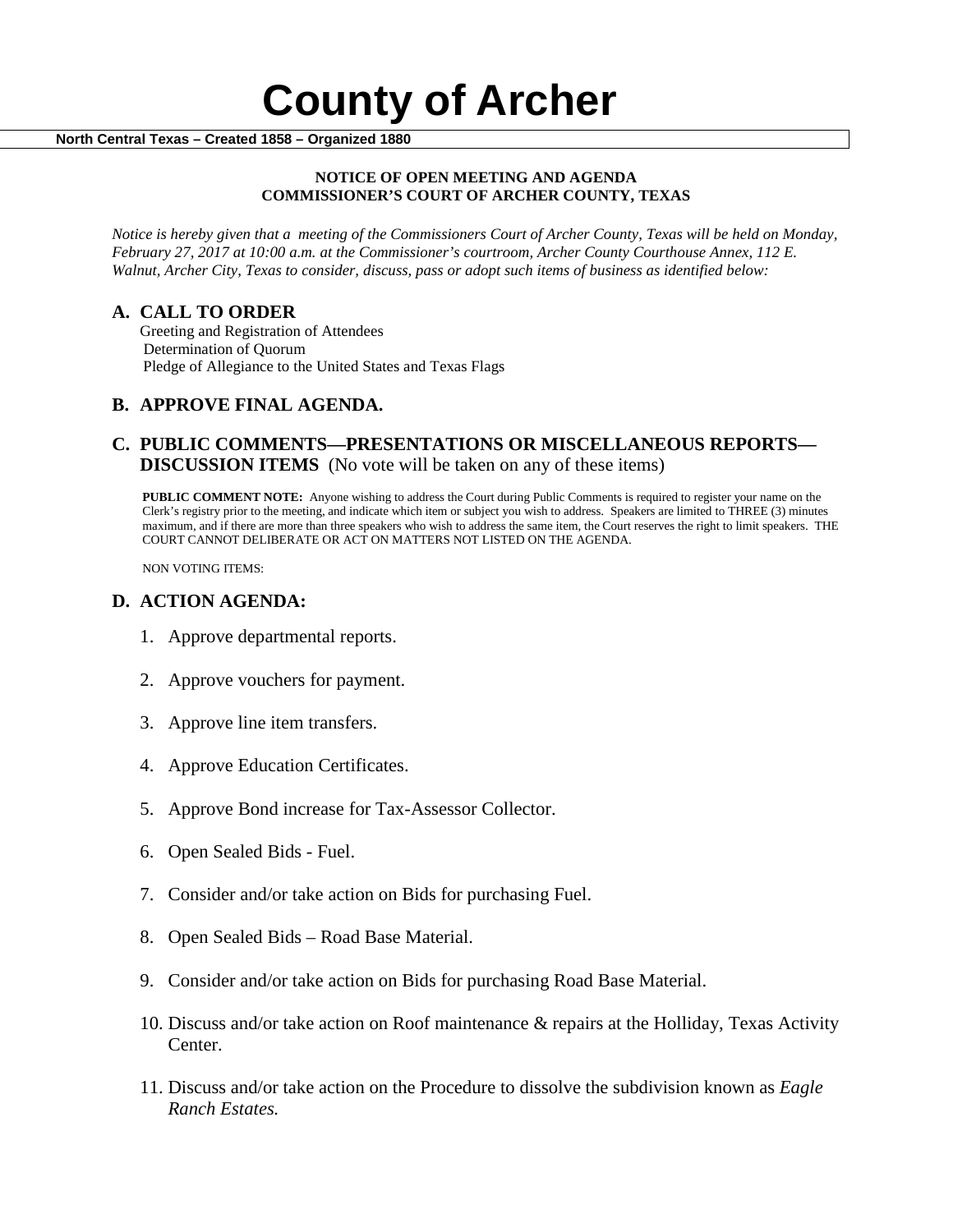# County of Archer

**North Central Texas – Created 1858 – Organized 1880**

**NOTICE OF OPEN MEETING AND AGENDA**
**COMMISSIONER'S COURT OF ARCHER COUNTY, TEXAS**

*Notice is hereby given that a meeting of the Commissioners Court of Archer County, Texas will be held on Monday, February 27, 2017 at 10:00 a.m. at the Commissioner's courtroom, Archer County Courthouse Annex, 112 E. Walnut, Archer City, Texas to consider, discuss, pass or adopt such items of business as identified below:*

## A. CALL TO ORDER

Greeting and Registration of Attendees
Determination of Quorum
Pledge of Allegiance to the United States and Texas Flags

## B. APPROVE FINAL AGENDA.

## C. PUBLIC COMMENTS—PRESENTATIONS OR MISCELLANEOUS REPORTS—DISCUSSION ITEMS (No vote will be taken on any of these items)

**PUBLIC COMMENT NOTE:** Anyone wishing to address the Court during Public Comments is required to register your name on the Clerk's registry prior to the meeting, and indicate which item or subject you wish to address. Speakers are limited to THREE (3) minutes maximum, and if there are more than three speakers who wish to address the same item, the Court reserves the right to limit speakers. THE COURT CANNOT DELIBERATE OR ACT ON MATTERS NOT LISTED ON THE AGENDA.

NON VOTING ITEMS:

## D. ACTION AGENDA:

1. Approve departmental reports.
2. Approve vouchers for payment.
3. Approve line item transfers.
4. Approve Education Certificates.
5. Approve Bond increase for Tax-Assessor Collector.
6. Open Sealed Bids - Fuel.
7. Consider and/or take action on Bids for purchasing Fuel.
8. Open Sealed Bids – Road Base Material.
9. Consider and/or take action on Bids for purchasing Road Base Material.
10. Discuss and/or take action on Roof maintenance & repairs at the Holliday, Texas Activity Center.
11. Discuss and/or take action on the Procedure to dissolve the subdivision known as *Eagle Ranch Estates.*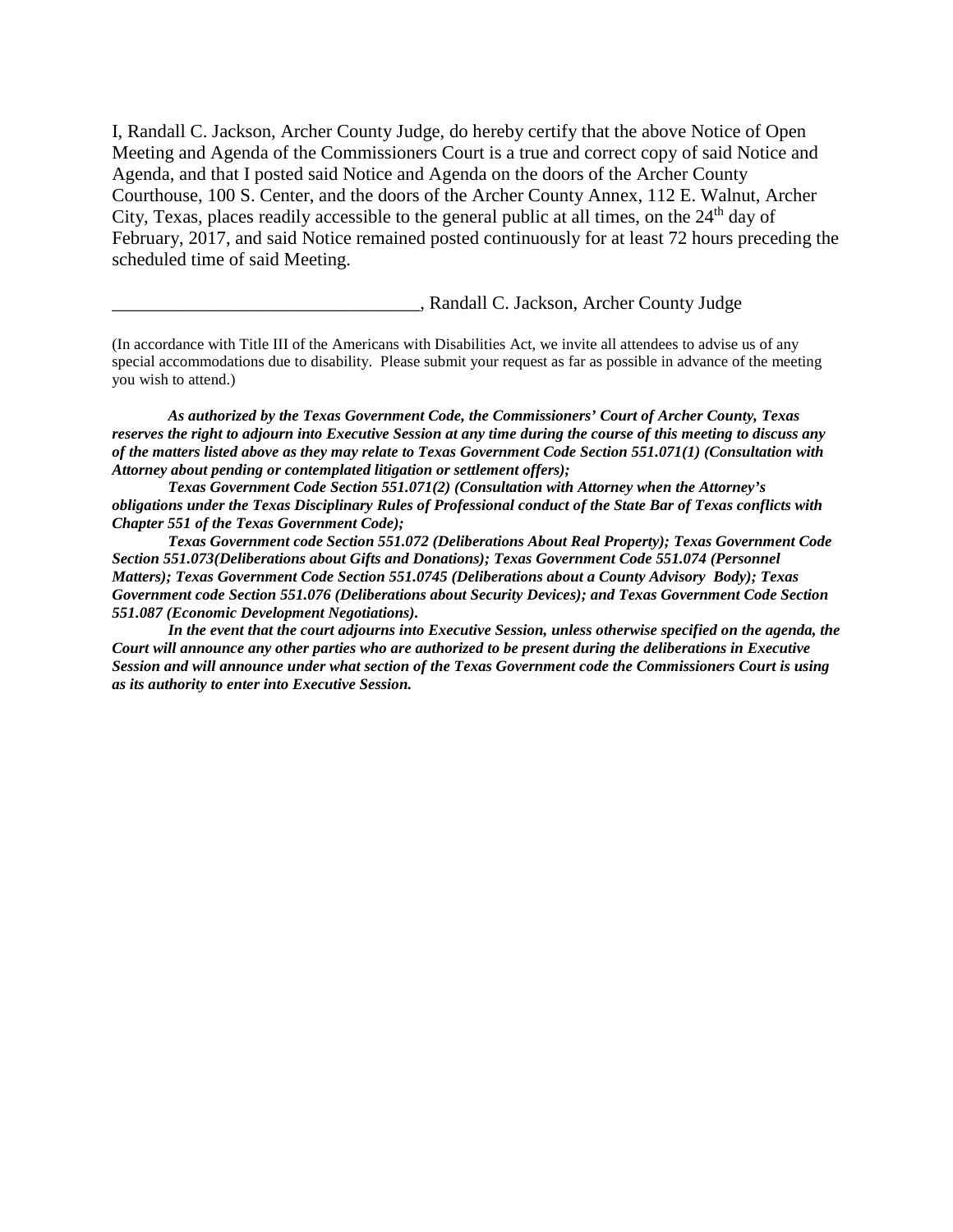I, Randall C. Jackson, Archer County Judge, do hereby certify that the above Notice of Open Meeting and Agenda of the Commissioners Court is a true and correct copy of said Notice and Agenda, and that I posted said Notice and Agenda on the doors of the Archer County Courthouse, 100 S. Center, and the doors of the Archer County Annex, 112 E. Walnut, Archer City, Texas, places readily accessible to the general public at all times, on the 24th day of February, 2017, and said Notice remained posted continuously for at least 72 hours preceding the scheduled time of said Meeting.

__________________________________, Randall C. Jackson, Archer County Judge

(In accordance with Title III of the Americans with Disabilities Act, we invite all attendees to advise us of any special accommodations due to disability. Please submit your request as far as possible in advance of the meeting you wish to attend.)

***As authorized by the Texas Government Code, the Commissioners' Court of Archer County, Texas reserves the right to adjourn into Executive Session at any time during the course of this meeting to discuss any of the matters listed above as they may relate to Texas Government Code Section 551.071(1) (Consultation with Attorney about pending or contemplated litigation or settlement offers);***

***Texas Government Code Section 551.071(2) (Consultation with Attorney when the Attorney's obligations under the Texas Disciplinary Rules of Professional conduct of the State Bar of Texas conflicts with Chapter 551 of the Texas Government Code);***

***Texas Government code Section 551.072 (Deliberations About Real Property); Texas Government Code Section 551.073(Deliberations about Gifts and Donations); Texas Government Code 551.074 (Personnel Matters); Texas Government Code Section 551.0745 (Deliberations about a County Advisory Body); Texas Government code Section 551.076 (Deliberations about Security Devices); and Texas Government Code Section 551.087 (Economic Development Negotiations).***

***In the event that the court adjourns into Executive Session, unless otherwise specified on the agenda, the Court will announce any other parties who are authorized to be present during the deliberations in Executive Session and will announce under what section of the Texas Government code the Commissioners Court is using as its authority to enter into Executive Session.***